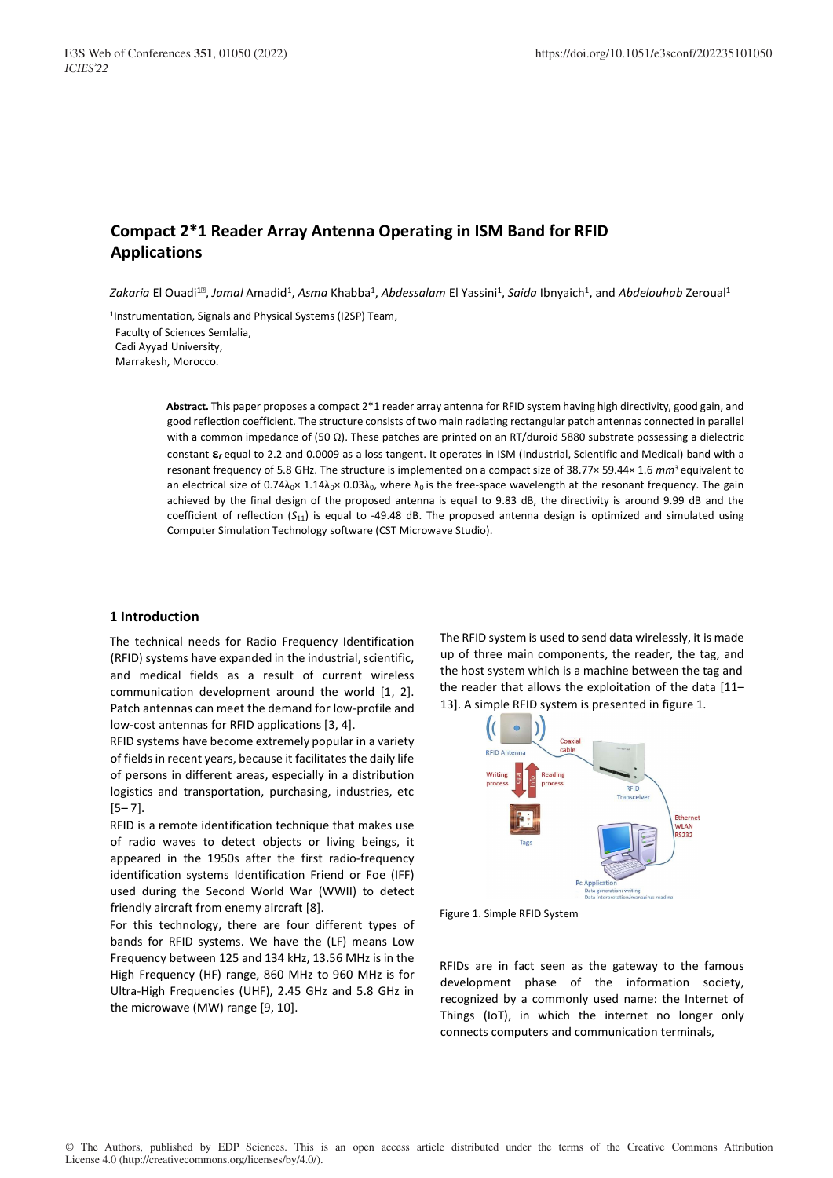# Compact 2*1 Reader Array Antenna Operating in ISM Band for RFID Applications

*Zakaria* El Ouadi[1], *Jamal* Amadid[1], *Asma* Khabba[1], *Abdessalam* El Yassini[1], *Saida* Ibnyaich[1], and *Abdelouhab* Zeroual[1]

[1]Instrumentation, Signals and Physical Systems (I2SP) Team,
Faculty of Sciences Semlalia,
Cadi Ayyad University,
Marrakesh, Morocco.

**Abstract.** This paper proposes a compact 2*1 reader array antenna for RFID system having high directivity, good gain, and good reflection coefficient. The structure consists of two main radiating rectangular patch antennas connected in parallel with a common impedance of (50 Ω). These patches are printed on an RT/duroid 5880 substrate possessing a dielectric constant $\varepsilon_r$ equal to 2.2 and 0.0009 as a loss tangent. It operates in ISM (Industrial, Scientific and Medical) band with a resonant frequency of 5.8 GHz. The structure is implemented on a compact size of 38.77× 59.44× 1.6 $mm^3$ equivalent to an electrical size of $0.74\lambda_0 \times 1.14\lambda_0 \times 0.03\lambda_0$, where $\lambda_0$ is the free-space wavelength at the resonant frequency. The gain achieved by the final design of the proposed antenna is equal to 9.83 dB, the directivity is around 9.99 dB and the coefficient of reflection ($S_{11}$) is equal to -49.48 dB. The proposed antenna design is optimized and simulated using Computer Simulation Technology software (CST Microwave Studio).

## 1 Introduction

The technical needs for Radio Frequency Identification (RFID) systems have expanded in the industrial, scientific, and medical fields as a result of current wireless communication development around the world [1, 2]. Patch antennas can meet the demand for low-profile and low-cost antennas for RFID applications [3, 4].

RFID systems have become extremely popular in a variety of fields in recent years, because it facilitates the daily life of persons in different areas, especially in a distribution logistics and transportation, purchasing, industries, etc [5– 7].

RFID is a remote identification technique that makes use of radio waves to detect objects or living beings, it appeared in the 1950s after the first radio-frequency identification systems Identification Friend or Foe (IFF) used during the Second World War (WWII) to detect friendly aircraft from enemy aircraft [8].

For this technology, there are four different types of bands for RFID systems. We have the (LF) means Low Frequency between 125 and 134 kHz, 13.56 MHz is in the High Frequency (HF) range, 860 MHz to 960 MHz is for Ultra-High Frequencies (UHF), 2.45 GHz and 5.8 GHz in the microwave (MW) range [9, 10].

The RFID system is used to send data wirelessly, it is made up of three main components, the reader, the tag, and the host system which is a machine between the tag and the reader that allows the exploitation of the data [11–13]. A simple RFID system is presented in figure 1.

Figure 1. Simple RFID System

RFIDs are in fact seen as the gateway to the famous development phase of the information society, recognized by a commonly used name: the Internet of Things (IoT), in which the internet no longer only connects computers and communication terminals,

© The Authors, published by EDP Sciences. This is an open access article distributed under the terms of the Creative Commons Attribution License 4.0 (http://creativecommons.org/licenses/by/4.0/).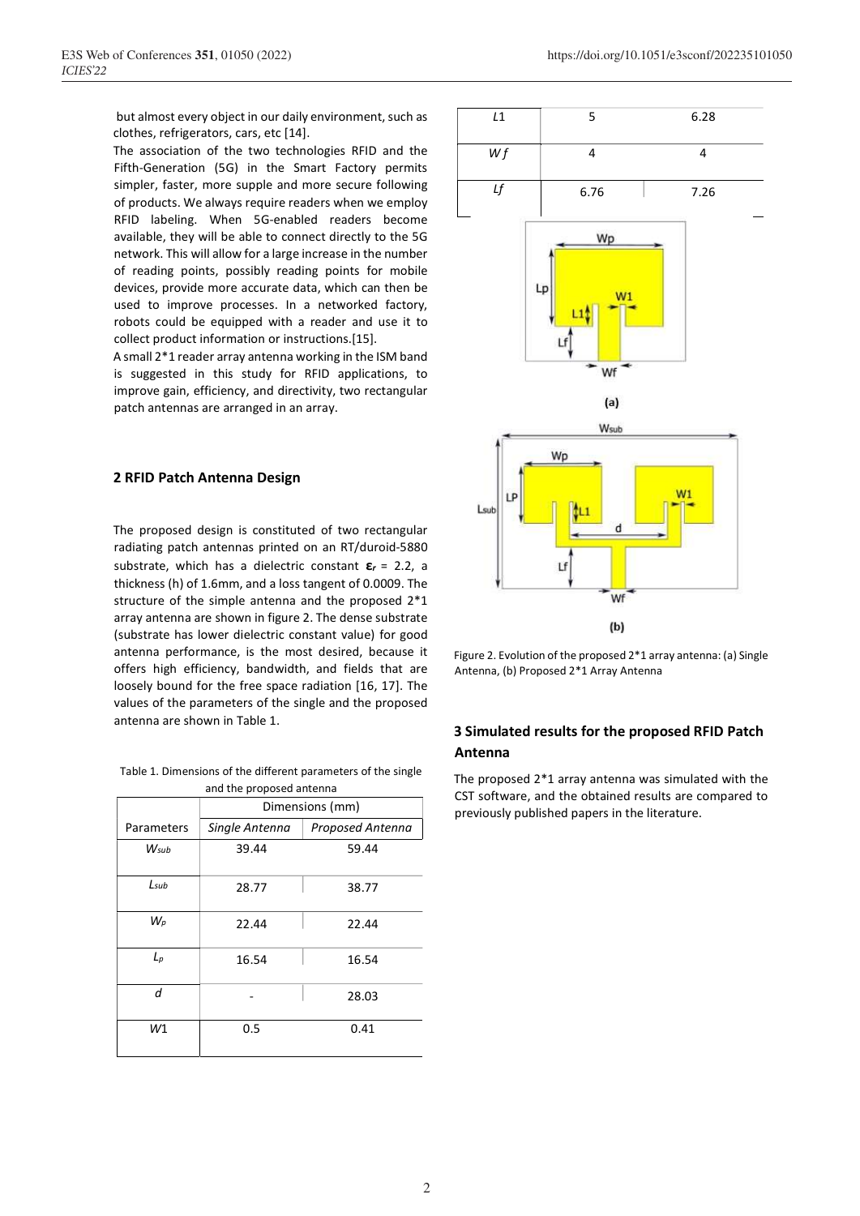but almost every object in our daily environment, such as clothes, refrigerators, cars, etc [14].

The association of the two technologies RFID and the Fifth-Generation (5G) in the Smart Factory permits simpler, faster, more supple and more secure following of products. We always require readers when we employ RFID labeling. When 5G-enabled readers become available, they will be able to connect directly to the 5G network. This will allow for a large increase in the number of reading points, possibly reading points for mobile devices, provide more accurate data, which can then be used to improve processes. In a networked factory, robots could be equipped with a reader and use it to collect product information or instructions.[15].

A small 2*1 reader array antenna working in the ISM band is suggested in this study for RFID applications, to improve gain, efficiency, and directivity, two rectangular patch antennas are arranged in an array.

## 2 RFID Patch Antenna Design

The proposed design is constituted of two rectangular radiating patch antennas printed on an RT/duroid-5880 substrate, which has a dielectric constant $\varepsilon_r$ = 2.2, a thickness (h) of 1.6mm, and a loss tangent of 0.0009. The structure of the simple antenna and the proposed 2*1 array antenna are shown in figure 2. The dense substrate (substrate has lower dielectric constant value) for good antenna performance, is the most desired, because it offers high efficiency, bandwidth, and fields that are loosely bound for the free space radiation [16, 17]. The values of the parameters of the single and the proposed antenna are shown in Table 1.

Table 1. Dimensions of the different parameters of the single and the proposed antenna

| | Dimensions (mm) | |
|---|---|---|
| Parameters | *Single Antenna* | *Proposed Antenna* |
| $W_{sub}$ | 39.44 | 59.44 |
| $L_{sub}$ | 28.77 | 38.77 |
| $W_p$ | 22.44 | 22.44 |
| $L_p$ | 16.54 | 16.54 |
| *d* | - | 28.03 |
| *W*1 | 0.5 | 0.41 |
| *L*1 | 5 | 6.28 |
| *W f* | 4 | 4 |
| *Lf* | 6.76 | 7.26 |

Figure 2. Evolution of the proposed 2*1 array antenna: (a) Single Antenna, (b) Proposed 2*1 Array Antenna

## 3 Simulated results for the proposed RFID Patch Antenna

The proposed 2*1 array antenna was simulated with the CST software, and the obtained results are compared to previously published papers in the literature.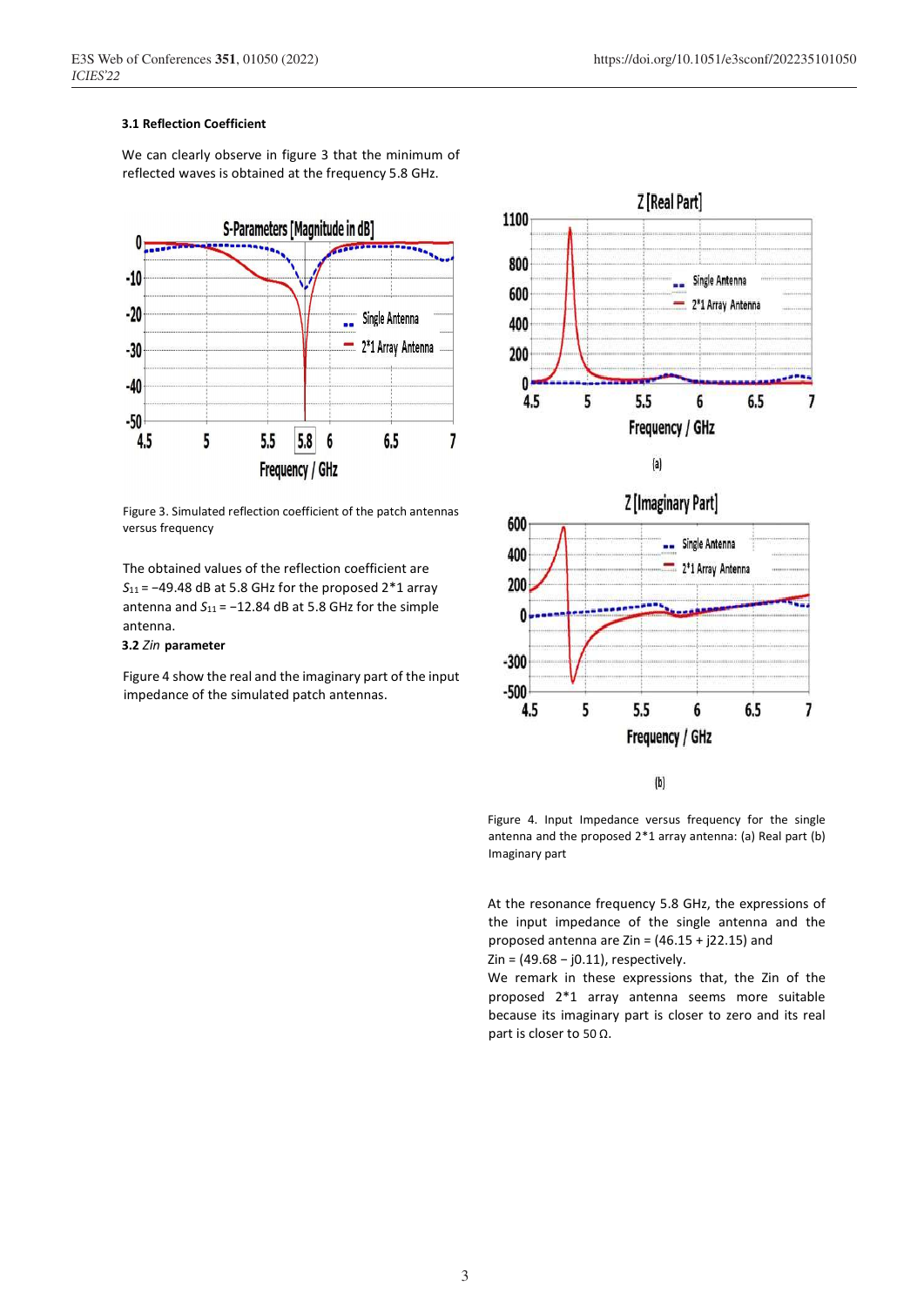### 3.1 Reflection Coefficient

We can clearly observe in figure 3 that the minimum of reflected waves is obtained at the frequency 5.8 GHz.

Figure 3. Simulated reflection coefficient of the patch antennas versus frequency

The obtained values of the reflection coefficient are $S_{11} = -49.48$ dB at 5.8 GHz for the proposed 2*1 array antenna and $S_{11} = -12.84$ dB at 5.8 GHz for the simple antenna.

### 3.2 *Zin* parameter

Figure 4 show the real and the imaginary part of the input impedance of the simulated patch antennas.

Figure 4. Input Impedance versus frequency for the single antenna and the proposed 2*1 array antenna: (a) Real part (b) Imaginary part

At the resonance frequency 5.8 GHz, the expressions of the input impedance of the single antenna and the proposed antenna are Zin = (46.15 + j22.15) and Zin = (49.68 − j0.11), respectively.

We remark in these expressions that, the Zin of the proposed 2*1 array antenna seems more suitable because its imaginary part is closer to zero and its real part is closer to 50 Ω.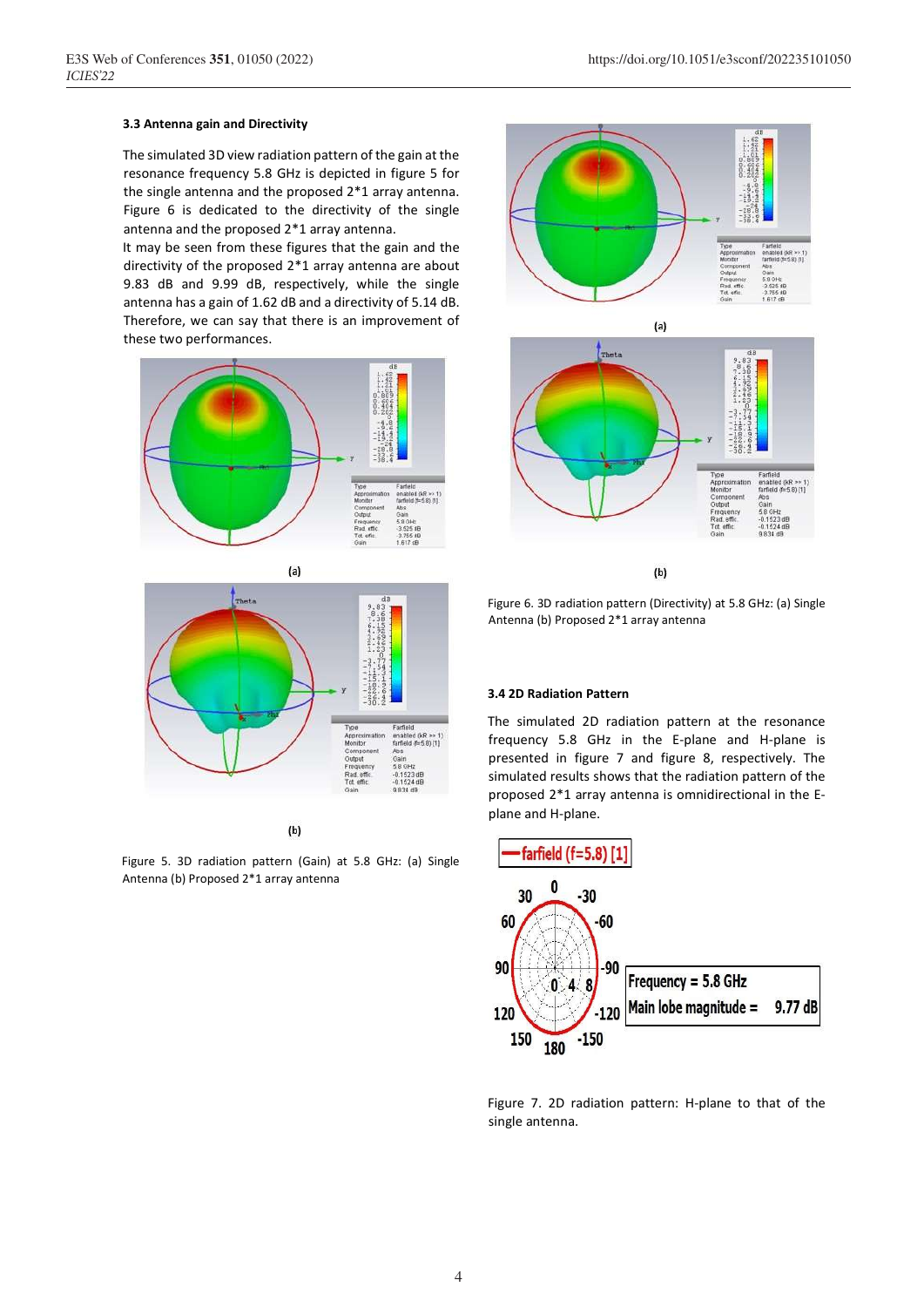### 3.3 Antenna gain and Directivity

The simulated 3D view radiation pattern of the gain at the resonance frequency 5.8 GHz is depicted in figure 5 for the single antenna and the proposed 2*1 array antenna. Figure 6 is dedicated to the directivity of the single antenna and the proposed 2*1 array antenna.

It may be seen from these figures that the gain and the directivity of the proposed 2*1 array antenna are about 9.83 dB and 9.99 dB, respectively, while the single antenna has a gain of 1.62 dB and a directivity of 5.14 dB. Therefore, we can say that there is an improvement of these two performances.

(a)

(b)

Figure 5. 3D radiation pattern (Gain) at 5.8 GHz: (a) Single Antenna (b) Proposed 2*1 array antenna

(a)

(b)

Figure 6. 3D radiation pattern (Directivity) at 5.8 GHz: (a) Single Antenna (b) Proposed 2*1 array antenna

### 3.4 2D Radiation Pattern

The simulated 2D radiation pattern at the resonance frequency 5.8 GHz in the E-plane and H-plane is presented in figure 7 and figure 8, respectively. The simulated results shows that the radiation pattern of the proposed 2*1 array antenna is omnidirectional in the E-plane and H-plane.

Figure 7. 2D radiation pattern: H-plane to that of the single antenna.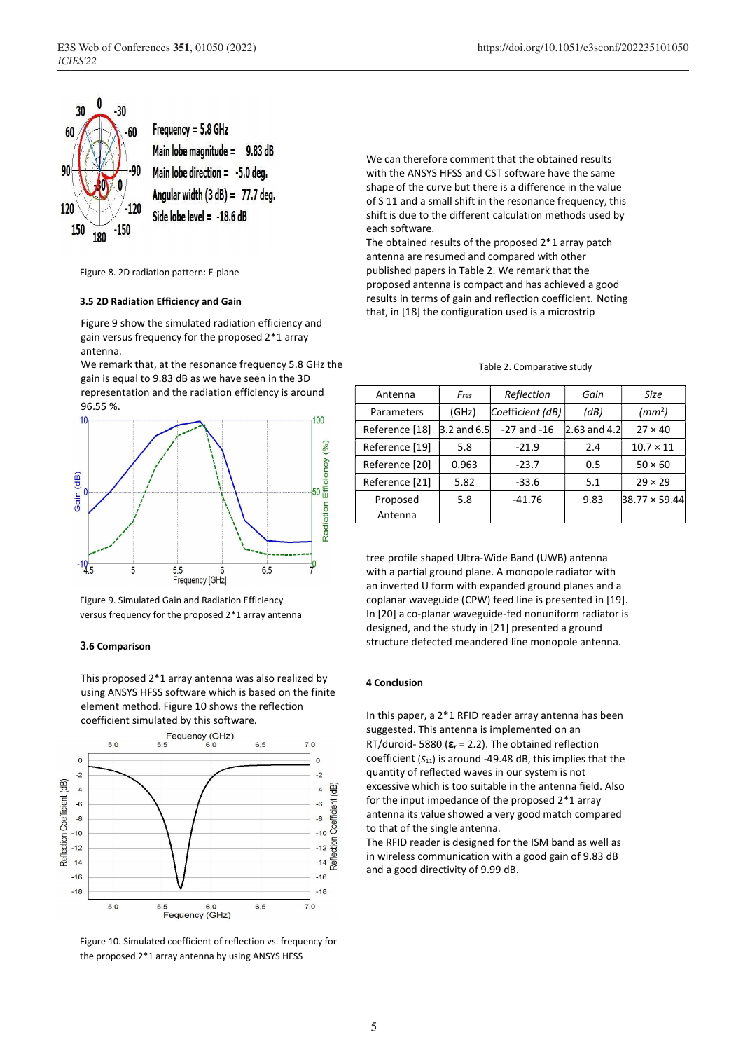Figure 8. 2D radiation pattern: E-plane

### 3.5 2D Radiation Efficiency and Gain

Figure 9 show the simulated radiation efficiency and gain versus frequency for the proposed 2*1 array antenna.

We remark that, at the resonance frequency 5.8 GHz the gain is equal to 9.83 dB as we have seen in the 3D representation and the radiation efficiency is around 96.55 %.

Figure 9. Simulated Gain and Radiation Efficiency versus frequency for the proposed 2*1 array antenna

### 3.6 Comparison

This proposed 2*1 array antenna was also realized by using ANSYS HFSS software which is based on the finite element method. Figure 10 shows the reflection coefficient simulated by this software.

Figure 10. Simulated coefficient of reflection vs. frequency for the proposed 2*1 array antenna by using ANSYS HFSS

We can therefore comment that the obtained results with the ANSYS HFSS and CST software have the same shape of the curve but there is a difference in the value of S 11 and a small shift in the resonance frequency, this shift is due to the different calculation methods used by each software.

The obtained results of the proposed 2*1 array patch antenna are resumed and compared with other published papers in Table 2. We remark that the proposed antenna is compact and has achieved a good results in terms of gain and reflection coefficient. Noting that, in [18] the configuration used is a microstrip tree profile shaped Ultra-Wide Band (UWB) antenna with a partial ground plane. A monopole radiator with an inverted U form with expanded ground planes and a coplanar waveguide (CPW) feed line is presented in [19]. In [20] a co-planar waveguide-fed nonuniform radiator is designed, and the study in [21] presented a ground structure defected meandered line monopole antenna.

Table 2. Comparative study

| Antenna Parameters | $F_{res}$ (GHz) | *Reflection Coefficient (dB)* | *Gain (dB)* | *Size ($mm^2$)* |
|---|---|---|---|---|
| Reference [18] | 3.2 and 6.5 | -27 and -16 | 2.63 and 4.2 | 27 × 40 |
| Reference [19] | 5.8 | -21.9 | 2.4 | 10.7 × 11 |
| Reference [20] | 0.963 | -23.7 | 0.5 | 50 × 60 |
| Reference [21] | 5.82 | -33.6 | 5.1 | 29 × 29 |
| Proposed Antenna | 5.8 | -41.76 | 9.83 | 38.77 × 59.44 |

### 4 Conclusion

In this paper, a 2*1 RFID reader array antenna has been suggested. This antenna is implemented on an RT/duroid- 5880 ($\varepsilon_r$ = 2.2). The obtained reflection coefficient ($S_{11}$) is around -49.48 dB, this implies that the quantity of reflected waves in our system is not excessive which is too suitable in the antenna field. Also for the input impedance of the proposed 2*1 array antenna its value showed a very good match compared to that of the single antenna.

The RFID reader is designed for the ISM band as well as in wireless communication with a good gain of 9.83 dB and a good directivity of 9.99 dB.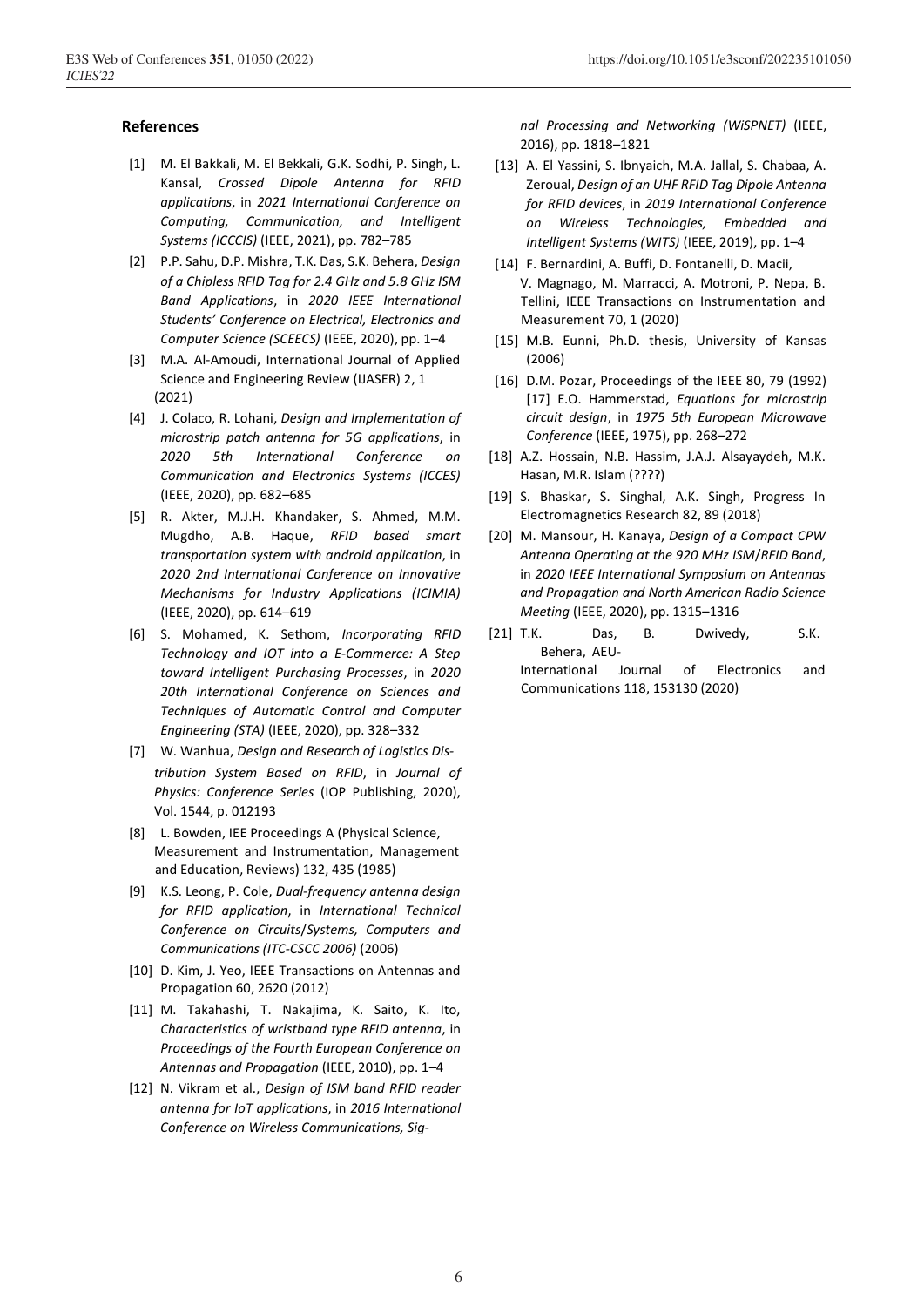## References

[1] M. El Bakkali, M. El Bekkali, G.K. Sodhi, P. Singh, L. Kansal, *Crossed Dipole Antenna for RFID applications*, in *2021 International Conference on Computing, Communication, and Intelligent Systems (ICCCIS)* (IEEE, 2021), pp. 782–785

[2] P.P. Sahu, D.P. Mishra, T.K. Das, S.K. Behera, *Design of a Chipless RFID Tag for 2.4 GHz and 5.8 GHz ISM Band Applications*, in *2020 IEEE International Students' Conference on Electrical, Electronics and Computer Science (SCEECS)* (IEEE, 2020), pp. 1–4

[3] M.A. Al-Amoudi, International Journal of Applied Science and Engineering Review (IJASER) 2, 1 (2021)

[4] J. Colaco, R. Lohani, *Design and Implementation of microstrip patch antenna for 5G applications*, in *2020 5th International Conference on Communication and Electronics Systems (ICCES)* (IEEE, 2020), pp. 682–685

[5] R. Akter, M.J.H. Khandaker, S. Ahmed, M.M. Mugdho, A.B. Haque, *RFID based smart transportation system with android application*, in *2020 2nd International Conference on Innovative Mechanisms for Industry Applications (ICIMIA)* (IEEE, 2020), pp. 614–619

[6] S. Mohamed, K. Sethom, *Incorporating RFID Technology and IOT into a E-Commerce: A Step toward Intelligent Purchasing Processes*, in *2020 20th International Conference on Sciences and Techniques of Automatic Control and Computer Engineering (STA)* (IEEE, 2020), pp. 328–332

[7] W. Wanhua, *Design and Research of Logistics Distribution System Based on RFID*, in *Journal of Physics: Conference Series* (IOP Publishing, 2020), Vol. 1544, p. 012193

[8] L. Bowden, IEE Proceedings A (Physical Science, Measurement and Instrumentation, Management and Education, Reviews) 132, 435 (1985)

[9] K.S. Leong, P. Cole, *Dual-frequency antenna design for RFID application*, in *International Technical Conference on Circuits/Systems, Computers and Communications (ITC-CSCC 2006)* (2006)

[10] D. Kim, J. Yeo, IEEE Transactions on Antennas and Propagation 60, 2620 (2012)

[11] M. Takahashi, T. Nakajima, K. Saito, K. Ito, *Characteristics of wristband type RFID antenna*, in *Proceedings of the Fourth European Conference on Antennas and Propagation* (IEEE, 2010), pp. 1–4

[12] N. Vikram et al., *Design of ISM band RFID reader antenna for IoT applications*, in *2016 International Conference on Wireless Communications, Signal Processing and Networking (WiSPNET)* (IEEE, 2016), pp. 1818–1821

[13] A. El Yassini, S. Ibnyaich, M.A. Jallal, S. Chabaa, A. Zeroual, *Design of an UHF RFID Tag Dipole Antenna for RFID devices*, in *2019 International Conference on Wireless Technologies, Embedded and Intelligent Systems (WITS)* (IEEE, 2019), pp. 1–4

[14] F. Bernardini, A. Buffi, D. Fontanelli, D. Macii, V. Magnago, M. Marracci, A. Motroni, P. Nepa, B. Tellini, IEEE Transactions on Instrumentation and Measurement 70, 1 (2020)

[15] M.B. Eunni, Ph.D. thesis, University of Kansas (2006)

[16] D.M. Pozar, Proceedings of the IEEE 80, 79 (1992)

[17] E.O. Hammerstad, *Equations for microstrip circuit design*, in *1975 5th European Microwave Conference* (IEEE, 1975), pp. 268–272

[18] A.Z. Hossain, N.B. Hassim, J.A.J. Alsayaydeh, M.K. Hasan, M.R. Islam (????)

[19] S. Bhaskar, S. Singhal, A.K. Singh, Progress In Electromagnetics Research 82, 89 (2018)

[20] M. Mansour, H. Kanaya, *Design of a Compact CPW Antenna Operating at the 920 MHz ISM/RFID Band*, in *2020 IEEE International Symposium on Antennas and Propagation and North American Radio Science Meeting* (IEEE, 2020), pp. 1315–1316

[21] T.K. Das, B. Dwivedy, S.K. Behera, AEU-International Journal of Electronics and Communications 118, 153130 (2020)